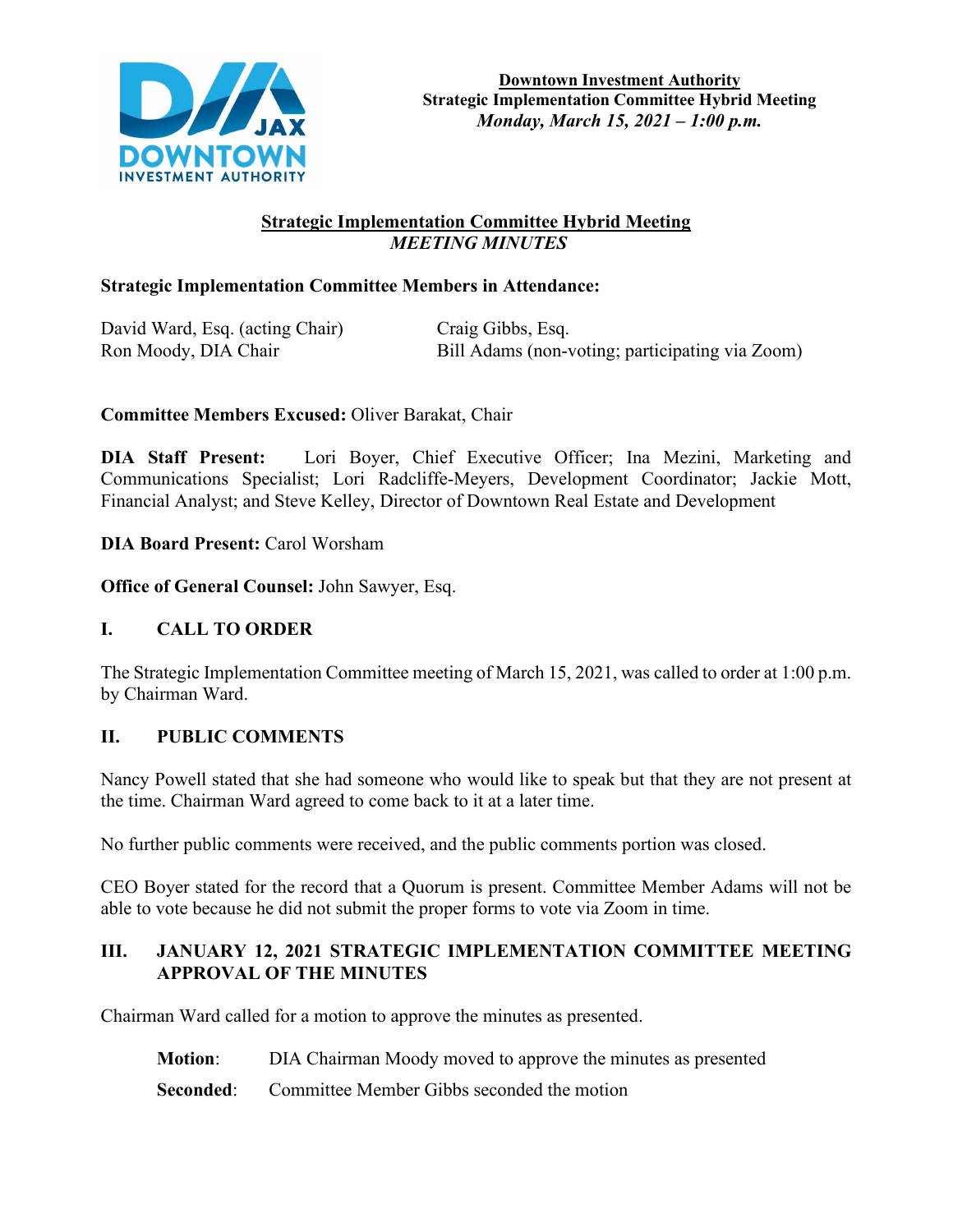**Downtown Investment Authority**
**Strategic Implementation Committee Hybrid Meeting**
***Monday, March 15, 2021 – 1:00 p.m.***

## Strategic Implementation Committee Hybrid Meeting
### *MEETING MINUTES*

**Strategic Implementation Committee Members in Attendance:**

David Ward, Esq. (acting Chair)
Ron Moody, DIA Chair
Craig Gibbs, Esq.
Bill Adams (non-voting; participating via Zoom)

**Committee Members Excused:** Oliver Barakat, Chair

**DIA Staff Present:** Lori Boyer, Chief Executive Officer; Ina Mezini, Marketing and Communications Specialist; Lori Radcliffe-Meyers, Development Coordinator; Jackie Mott, Financial Analyst; and Steve Kelley, Director of Downtown Real Estate and Development

**DIA Board Present:** Carol Worsham

**Office of General Counsel:** John Sawyer, Esq.

## I. CALL TO ORDER

The Strategic Implementation Committee meeting of March 15, 2021, was called to order at 1:00 p.m. by Chairman Ward.

## II. PUBLIC COMMENTS

Nancy Powell stated that she had someone who would like to speak but that they are not present at the time. Chairman Ward agreed to come back to it at a later time.

No further public comments were received, and the public comments portion was closed.

CEO Boyer stated for the record that a Quorum is present. Committee Member Adams will not be able to vote because he did not submit the proper forms to vote via Zoom in time.

## III. JANUARY 12, 2021 STRATEGIC IMPLEMENTATION COMMITTEE MEETING APPROVAL OF THE MINUTES

Chairman Ward called for a motion to approve the minutes as presented.

**Motion**: DIA Chairman Moody moved to approve the minutes as presented

**Seconded**: Committee Member Gibbs seconded the motion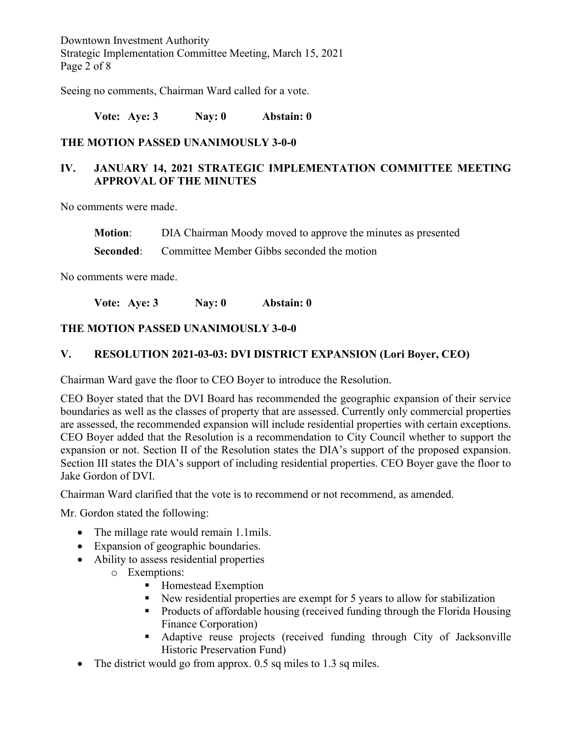Seeing no comments, Chairman Ward called for a vote.

**Vote: Aye: 3 Nay: 0 Abstain: 0**

**THE MOTION PASSED UNANIMOUSLY 3-0-0**

## IV. JANUARY 14, 2021 STRATEGIC IMPLEMENTATION COMMITTEE MEETING APPROVAL OF THE MINUTES

No comments were made.

**Motion**: DIA Chairman Moody moved to approve the minutes as presented

**Seconded**: Committee Member Gibbs seconded the motion

No comments were made.

**Vote: Aye: 3 Nay: 0 Abstain: 0**

**THE MOTION PASSED UNANIMOUSLY 3-0-0**

## V. RESOLUTION 2021-03-03: DVI DISTRICT EXPANSION (Lori Boyer, CEO)

Chairman Ward gave the floor to CEO Boyer to introduce the Resolution.

CEO Boyer stated that the DVI Board has recommended the geographic expansion of their service boundaries as well as the classes of property that are assessed. Currently only commercial properties are assessed, the recommended expansion will include residential properties with certain exceptions. CEO Boyer added that the Resolution is a recommendation to City Council whether to support the expansion or not. Section II of the Resolution states the DIA's support of the proposed expansion. Section III states the DIA's support of including residential properties. CEO Boyer gave the floor to Jake Gordon of DVI.

Chairman Ward clarified that the vote is to recommend or not recommend, as amended.

Mr. Gordon stated the following:

- The millage rate would remain 1.1mils.
- Expansion of geographic boundaries.
- Ability to assess residential properties
  - Exemptions:
    - Homestead Exemption
    - New residential properties are exempt for 5 years to allow for stabilization
    - Products of affordable housing (received funding through the Florida Housing Finance Corporation)
    - Adaptive reuse projects (received funding through City of Jacksonville Historic Preservation Fund)
- The district would go from approx. 0.5 sq miles to 1.3 sq miles.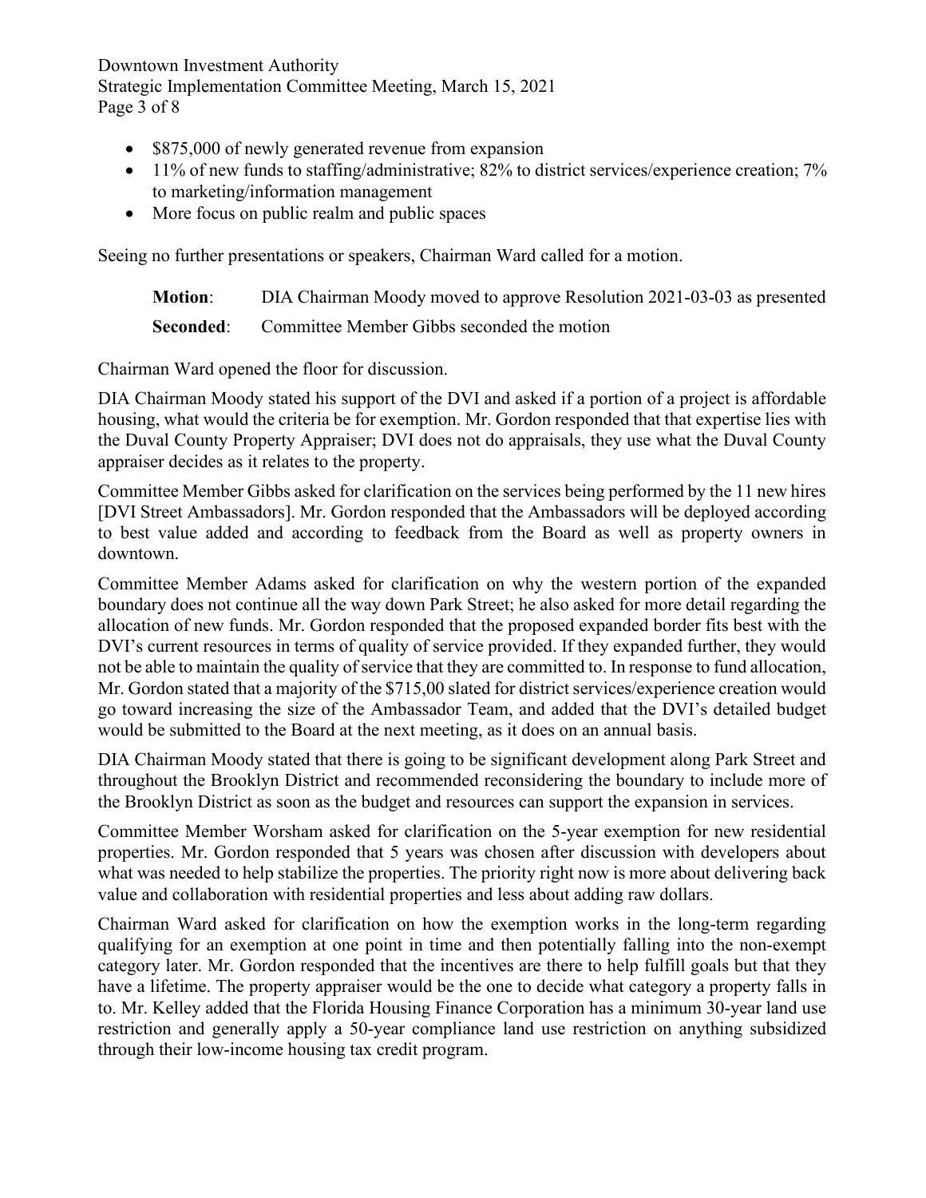- $875,000 of newly generated revenue from expansion
- 11% of new funds to staffing/administrative; 82% to district services/experience creation; 7% to marketing/information management
- More focus on public realm and public spaces

Seeing no further presentations or speakers, Chairman Ward called for a motion.

**Motion**: DIA Chairman Moody moved to approve Resolution 2021-03-03 as presented

**Seconded**: Committee Member Gibbs seconded the motion

Chairman Ward opened the floor for discussion.

DIA Chairman Moody stated his support of the DVI and asked if a portion of a project is affordable housing, what would the criteria be for exemption. Mr. Gordon responded that that expertise lies with the Duval County Property Appraiser; DVI does not do appraisals, they use what the Duval County appraiser decides as it relates to the property.

Committee Member Gibbs asked for clarification on the services being performed by the 11 new hires [DVI Street Ambassadors]. Mr. Gordon responded that the Ambassadors will be deployed according to best value added and according to feedback from the Board as well as property owners in downtown.

Committee Member Adams asked for clarification on why the western portion of the expanded boundary does not continue all the way down Park Street; he also asked for more detail regarding the allocation of new funds. Mr. Gordon responded that the proposed expanded border fits best with the DVI's current resources in terms of quality of service provided. If they expanded further, they would not be able to maintain the quality of service that they are committed to. In response to fund allocation, Mr. Gordon stated that a majority of the $715,00 slated for district services/experience creation would go toward increasing the size of the Ambassador Team, and added that the DVI's detailed budget would be submitted to the Board at the next meeting, as it does on an annual basis.

DIA Chairman Moody stated that there is going to be significant development along Park Street and throughout the Brooklyn District and recommended reconsidering the boundary to include more of the Brooklyn District as soon as the budget and resources can support the expansion in services.

Committee Member Worsham asked for clarification on the 5-year exemption for new residential properties. Mr. Gordon responded that 5 years was chosen after discussion with developers about what was needed to help stabilize the properties. The priority right now is more about delivering back value and collaboration with residential properties and less about adding raw dollars.

Chairman Ward asked for clarification on how the exemption works in the long-term regarding qualifying for an exemption at one point in time and then potentially falling into the non-exempt category later. Mr. Gordon responded that the incentives are there to help fulfill goals but that they have a lifetime. The property appraiser would be the one to decide what category a property falls in to. Mr. Kelley added that the Florida Housing Finance Corporation has a minimum 30-year land use restriction and generally apply a 50-year compliance land use restriction on anything subsidized through their low-income housing tax credit program.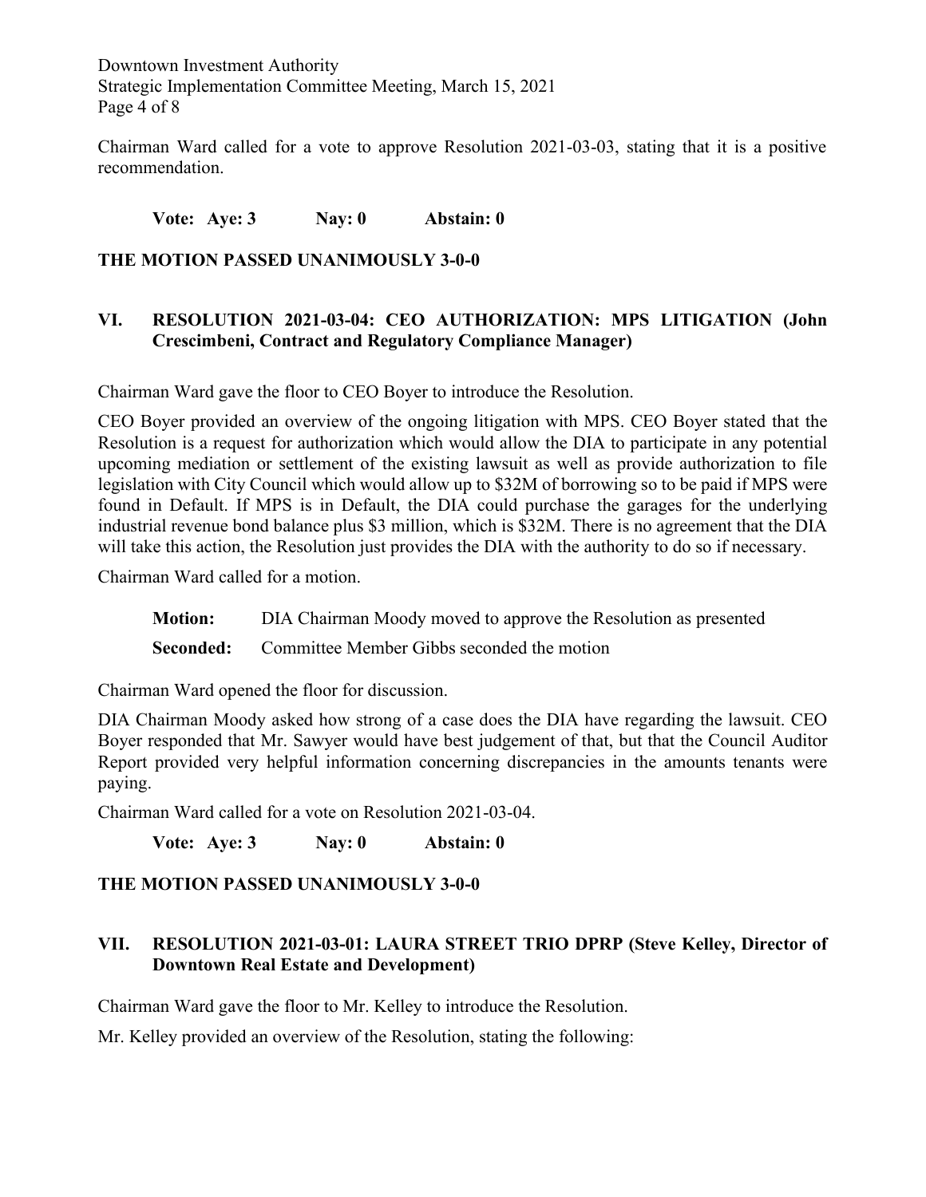Chairman Ward called for a vote to approve Resolution 2021-03-03, stating that it is a positive recommendation.

**Vote: Aye: 3 Nay: 0 Abstain: 0**

**THE MOTION PASSED UNANIMOUSLY 3-0-0**

## VI. RESOLUTION 2021-03-04: CEO AUTHORIZATION: MPS LITIGATION (John Crescimbeni, Contract and Regulatory Compliance Manager)

Chairman Ward gave the floor to CEO Boyer to introduce the Resolution.

CEO Boyer provided an overview of the ongoing litigation with MPS. CEO Boyer stated that the Resolution is a request for authorization which would allow the DIA to participate in any potential upcoming mediation or settlement of the existing lawsuit as well as provide authorization to file legislation with City Council which would allow up to $32M of borrowing so to be paid if MPS were found in Default. If MPS is in Default, the DIA could purchase the garages for the underlying industrial revenue bond balance plus $3 million, which is $32M. There is no agreement that the DIA will take this action, the Resolution just provides the DIA with the authority to do so if necessary.

Chairman Ward called for a motion.

**Motion:** DIA Chairman Moody moved to approve the Resolution as presented

**Seconded:** Committee Member Gibbs seconded the motion

Chairman Ward opened the floor for discussion.

DIA Chairman Moody asked how strong of a case does the DIA have regarding the lawsuit. CEO Boyer responded that Mr. Sawyer would have best judgement of that, but that the Council Auditor Report provided very helpful information concerning discrepancies in the amounts tenants were paying.

Chairman Ward called for a vote on Resolution 2021-03-04.

**Vote: Aye: 3 Nay: 0 Abstain: 0**

**THE MOTION PASSED UNANIMOUSLY 3-0-0**

## VII. RESOLUTION 2021-03-01: LAURA STREET TRIO DPRP (Steve Kelley, Director of Downtown Real Estate and Development)

Chairman Ward gave the floor to Mr. Kelley to introduce the Resolution.

Mr. Kelley provided an overview of the Resolution, stating the following: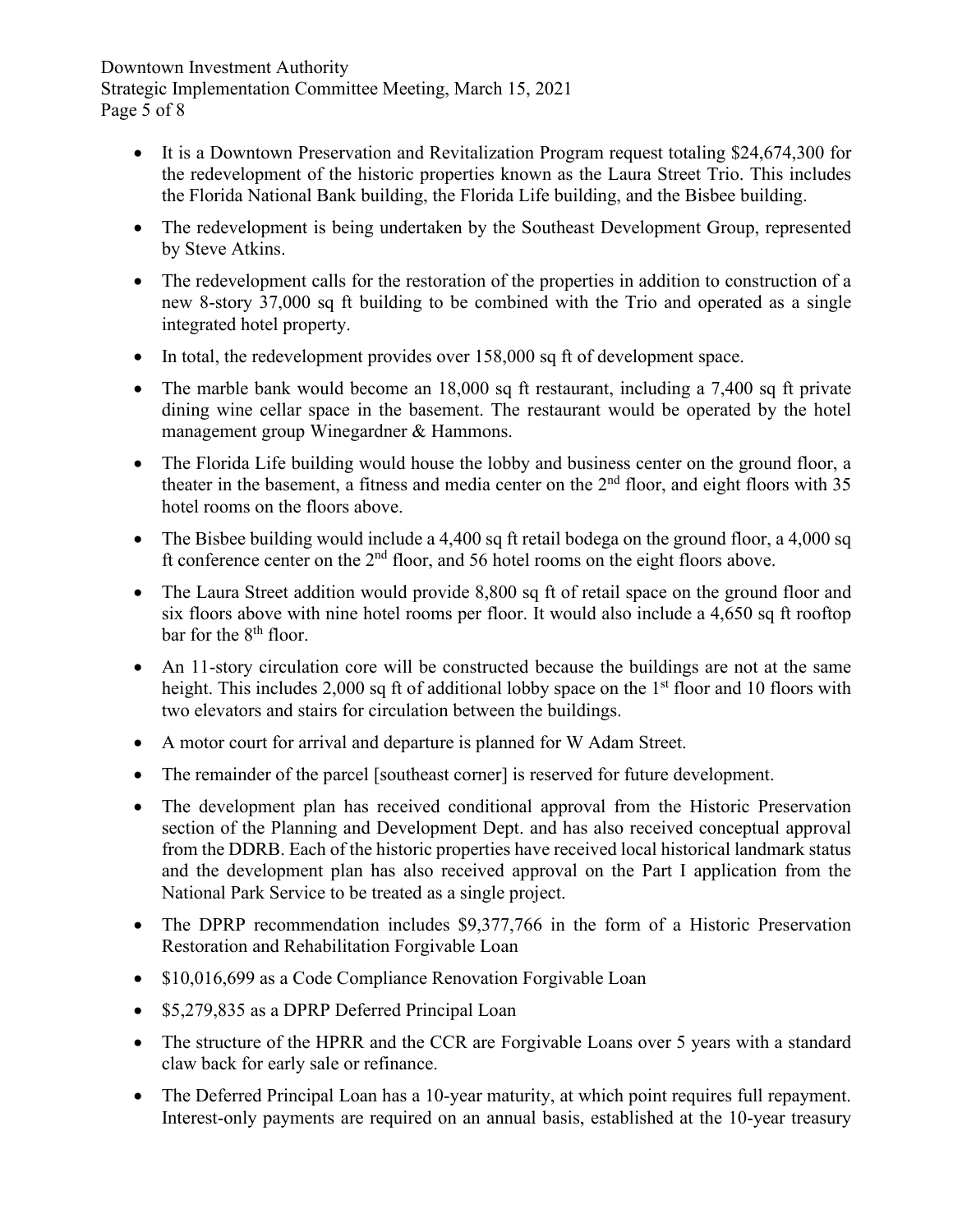- It is a Downtown Preservation and Revitalization Program request totaling $24,674,300 for the redevelopment of the historic properties known as the Laura Street Trio. This includes the Florida National Bank building, the Florida Life building, and the Bisbee building.
- The redevelopment is being undertaken by the Southeast Development Group, represented by Steve Atkins.
- The redevelopment calls for the restoration of the properties in addition to construction of a new 8-story 37,000 sq ft building to be combined with the Trio and operated as a single integrated hotel property.
- In total, the redevelopment provides over 158,000 sq ft of development space.
- The marble bank would become an 18,000 sq ft restaurant, including a 7,400 sq ft private dining wine cellar space in the basement. The restaurant would be operated by the hotel management group Winegardner & Hammons.
- The Florida Life building would house the lobby and business center on the ground floor, a theater in the basement, a fitness and media center on the 2nd floor, and eight floors with 35 hotel rooms on the floors above.
- The Bisbee building would include a 4,400 sq ft retail bodega on the ground floor, a 4,000 sq ft conference center on the 2nd floor, and 56 hotel rooms on the eight floors above.
- The Laura Street addition would provide 8,800 sq ft of retail space on the ground floor and six floors above with nine hotel rooms per floor. It would also include a 4,650 sq ft rooftop bar for the 8th floor.
- An 11-story circulation core will be constructed because the buildings are not at the same height. This includes 2,000 sq ft of additional lobby space on the 1st floor and 10 floors with two elevators and stairs for circulation between the buildings.
- A motor court for arrival and departure is planned for W Adam Street.
- The remainder of the parcel [southeast corner] is reserved for future development.
- The development plan has received conditional approval from the Historic Preservation section of the Planning and Development Dept. and has also received conceptual approval from the DDRB. Each of the historic properties have received local historical landmark status and the development plan has also received approval on the Part I application from the National Park Service to be treated as a single project.
- The DPRP recommendation includes $9,377,766 in the form of a Historic Preservation Restoration and Rehabilitation Forgivable Loan
- $10,016,699 as a Code Compliance Renovation Forgivable Loan
- $5,279,835 as a DPRP Deferred Principal Loan
- The structure of the HPRR and the CCR are Forgivable Loans over 5 years with a standard claw back for early sale or refinance.
- The Deferred Principal Loan has a 10-year maturity, at which point requires full repayment. Interest-only payments are required on an annual basis, established at the 10-year treasury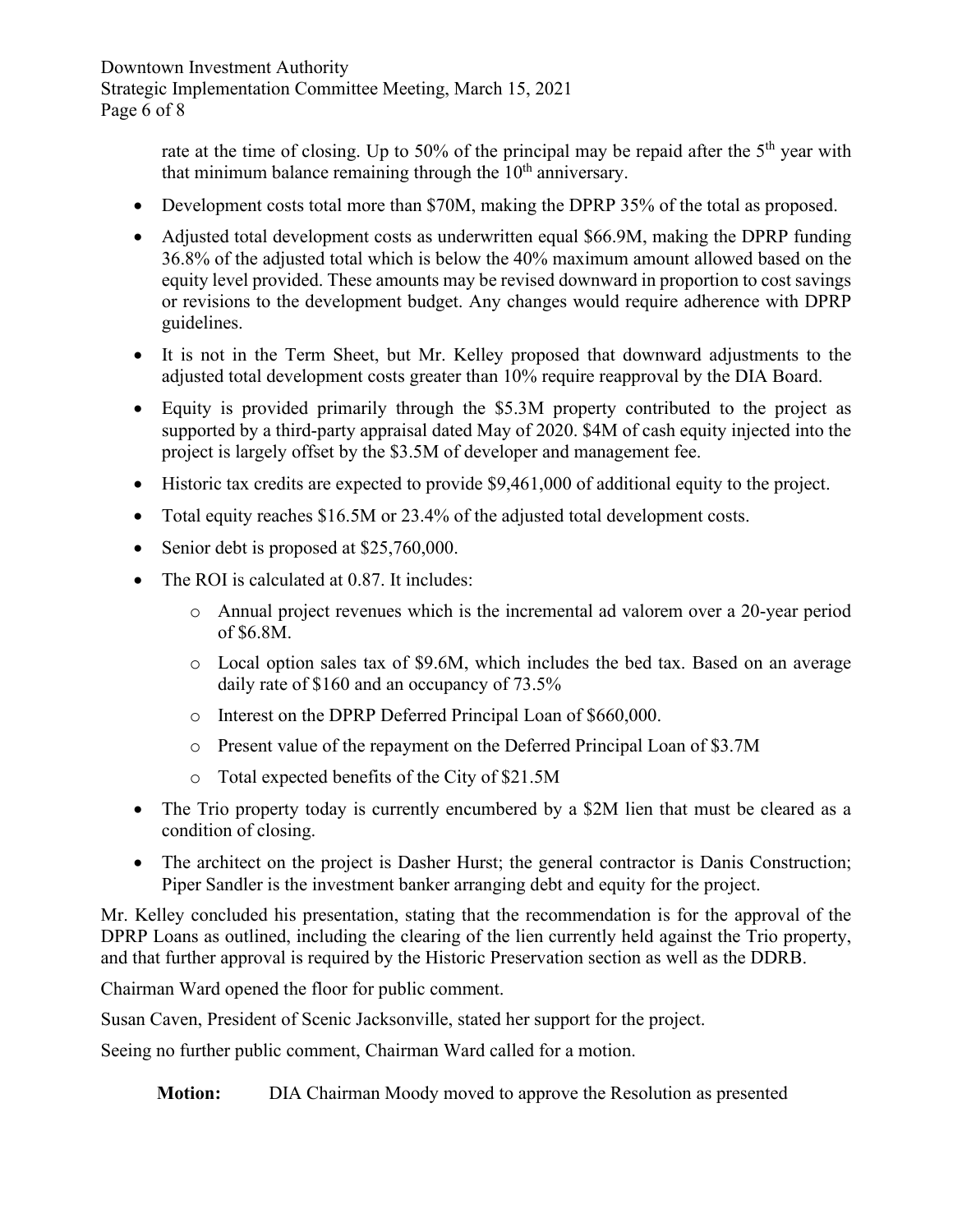rate at the time of closing. Up to 50% of the principal may be repaid after the 5th year with that minimum balance remaining through the 10th anniversary.

- Development costs total more than $70M, making the DPRP 35% of the total as proposed.
- Adjusted total development costs as underwritten equal $66.9M, making the DPRP funding 36.8% of the adjusted total which is below the 40% maximum amount allowed based on the equity level provided. These amounts may be revised downward in proportion to cost savings or revisions to the development budget. Any changes would require adherence with DPRP guidelines.
- It is not in the Term Sheet, but Mr. Kelley proposed that downward adjustments to the adjusted total development costs greater than 10% require reapproval by the DIA Board.
- Equity is provided primarily through the $5.3M property contributed to the project as supported by a third-party appraisal dated May of 2020. $4M of cash equity injected into the project is largely offset by the $3.5M of developer and management fee.
- Historic tax credits are expected to provide $9,461,000 of additional equity to the project.
- Total equity reaches $16.5M or 23.4% of the adjusted total development costs.
- Senior debt is proposed at $25,760,000.
- The ROI is calculated at 0.87. It includes:
    - Annual project revenues which is the incremental ad valorem over a 20-year period of $6.8M.
    - Local option sales tax of $9.6M, which includes the bed tax. Based on an average daily rate of $160 and an occupancy of 73.5%
    - Interest on the DPRP Deferred Principal Loan of $660,000.
    - Present value of the repayment on the Deferred Principal Loan of $3.7M
    - Total expected benefits of the City of $21.5M
- The Trio property today is currently encumbered by a $2M lien that must be cleared as a condition of closing.
- The architect on the project is Dasher Hurst; the general contractor is Danis Construction; Piper Sandler is the investment banker arranging debt and equity for the project.

Mr. Kelley concluded his presentation, stating that the recommendation is for the approval of the DPRP Loans as outlined, including the clearing of the lien currently held against the Trio property, and that further approval is required by the Historic Preservation section as well as the DDRB.

Chairman Ward opened the floor for public comment.

Susan Caven, President of Scenic Jacksonville, stated her support for the project.

Seeing no further public comment, Chairman Ward called for a motion.

**Motion:** DIA Chairman Moody moved to approve the Resolution as presented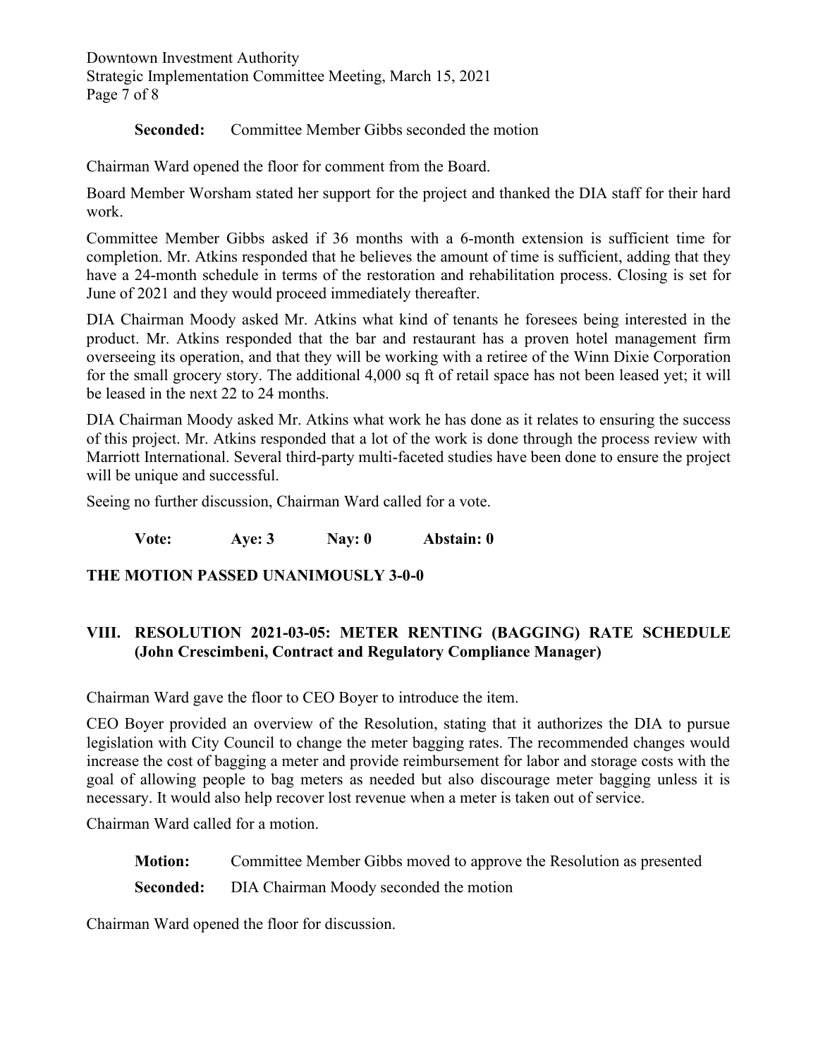**Seconded:** Committee Member Gibbs seconded the motion

Chairman Ward opened the floor for comment from the Board.

Board Member Worsham stated her support for the project and thanked the DIA staff for their hard work.

Committee Member Gibbs asked if 36 months with a 6-month extension is sufficient time for completion. Mr. Atkins responded that he believes the amount of time is sufficient, adding that they have a 24-month schedule in terms of the restoration and rehabilitation process. Closing is set for June of 2021 and they would proceed immediately thereafter.

DIA Chairman Moody asked Mr. Atkins what kind of tenants he foresees being interested in the product. Mr. Atkins responded that the bar and restaurant has a proven hotel management firm overseeing its operation, and that they will be working with a retiree of the Winn Dixie Corporation for the small grocery story. The additional 4,000 sq ft of retail space has not been leased yet; it will be leased in the next 22 to 24 months.

DIA Chairman Moody asked Mr. Atkins what work he has done as it relates to ensuring the success of this project. Mr. Atkins responded that a lot of the work is done through the process review with Marriott International. Several third-party multi-faceted studies have been done to ensure the project will be unique and successful.

Seeing no further discussion, Chairman Ward called for a vote.

**Vote:** **Aye: 3** **Nay: 0** **Abstain: 0**

**THE MOTION PASSED UNANIMOUSLY 3-0-0**

## VIII. RESOLUTION 2021-03-05: METER RENTING (BAGGING) RATE SCHEDULE (John Crescimbeni, Contract and Regulatory Compliance Manager)

Chairman Ward gave the floor to CEO Boyer to introduce the item.

CEO Boyer provided an overview of the Resolution, stating that it authorizes the DIA to pursue legislation with City Council to change the meter bagging rates. The recommended changes would increase the cost of bagging a meter and provide reimbursement for labor and storage costs with the goal of allowing people to bag meters as needed but also discourage meter bagging unless it is necessary. It would also help recover lost revenue when a meter is taken out of service.

Chairman Ward called for a motion.

**Motion:** Committee Member Gibbs moved to approve the Resolution as presented

**Seconded:** DIA Chairman Moody seconded the motion

Chairman Ward opened the floor for discussion.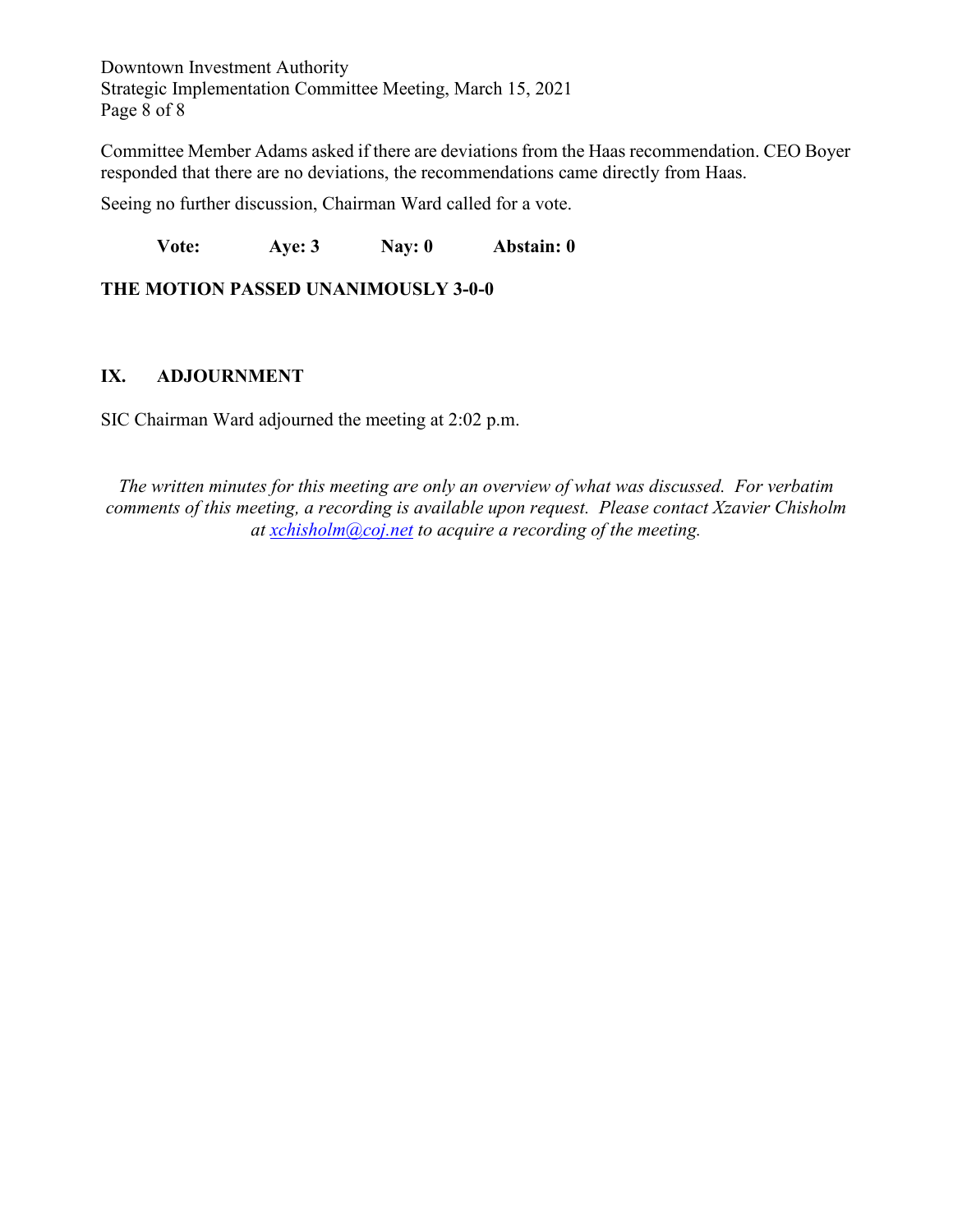Committee Member Adams asked if there are deviations from the Haas recommendation. CEO Boyer responded that there are no deviations, the recommendations came directly from Haas.

Seeing no further discussion, Chairman Ward called for a vote.

**Vote: Aye: 3 Nay: 0 Abstain: 0**

**THE MOTION PASSED UNANIMOUSLY 3-0-0**

## IX. ADJOURNMENT

SIC Chairman Ward adjourned the meeting at 2:02 p.m.

*The written minutes for this meeting are only an overview of what was discussed. For verbatim comments of this meeting, a recording is available upon request. Please contact Xzavier Chisholm at [xchisholm@coj.net](mailto:xchisholm@coj.net) to acquire a recording of the meeting.*